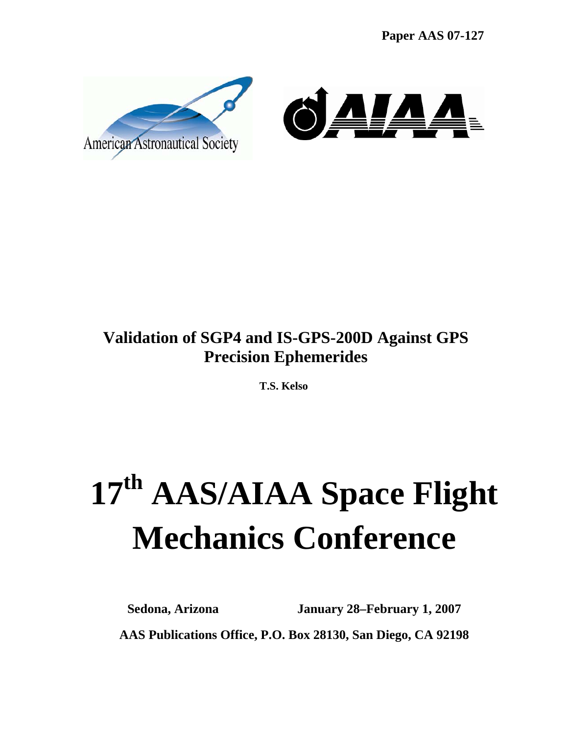**Paper AAS 07-127**

American Astronautical Society

AIAA

# Validation of SGP4 and IS-GPS-200D Against GPS Precision Ephemerides

**T.S. Kelso**

# 17th AAS/AIAA Space Flight Mechanics Conference

**Sedona, Arizona** **January 28–February 1, 2007**

**AAS Publications Office, P.O. Box 28130, San Diego, CA 92198**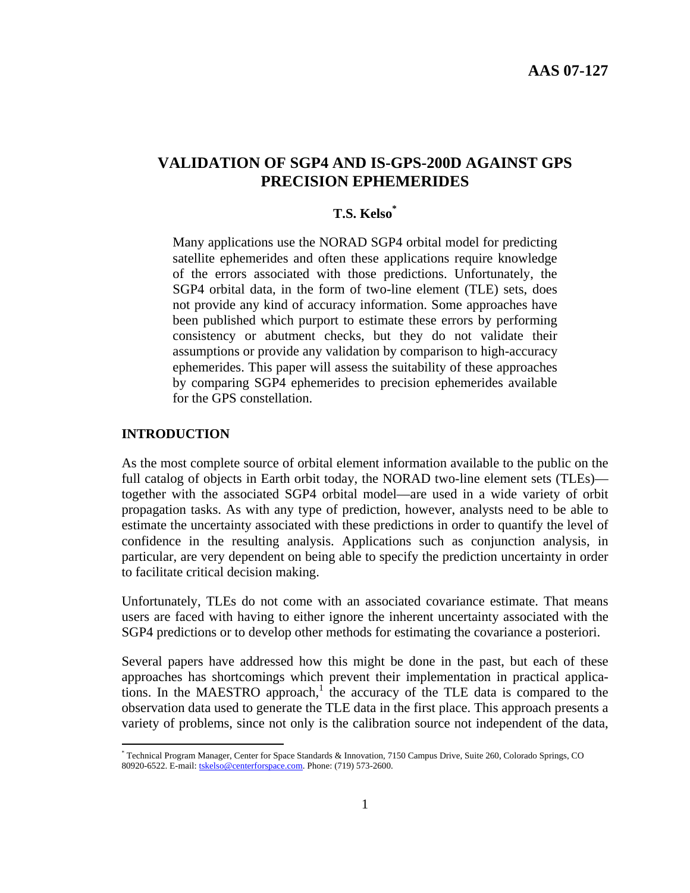# VALIDATION OF SGP4 AND IS-GPS-200D AGAINST GPS PRECISION EPHEMERIDES

**T.S. Kelso***

Many applications use the NORAD SGP4 orbital model for predicting satellite ephemerides and often these applications require knowledge of the errors associated with those predictions. Unfortunately, the SGP4 orbital data, in the form of two-line element (TLE) sets, does not provide any kind of accuracy information. Some approaches have been published which purport to estimate these errors by performing consistency or abutment checks, but they do not validate their assumptions or provide any validation by comparison to high-accuracy ephemerides. This paper will assess the suitability of these approaches by comparing SGP4 ephemerides to precision ephemerides available for the GPS constellation.

## INTRODUCTION

As the most complete source of orbital element information available to the public on the full catalog of objects in Earth orbit today, the NORAD two-line element sets (TLEs)—together with the associated SGP4 orbital model—are used in a wide variety of orbit propagation tasks. As with any type of prediction, however, analysts need to be able to estimate the uncertainty associated with these predictions in order to quantify the level of confidence in the resulting analysis. Applications such as conjunction analysis, in particular, are very dependent on being able to specify the prediction uncertainty in order to facilitate critical decision making.

Unfortunately, TLEs do not come with an associated covariance estimate. That means users are faced with having to either ignore the inherent uncertainty associated with the SGP4 predictions or to develop other methods for estimating the covariance a posteriori.

Several papers have addressed how this might be done in the past, but each of these approaches has shortcomings which prevent their implementation in practical applications. In the MAESTRO approach,[1] the accuracy of the TLE data is compared to the observation data used to generate the TLE data in the first place. This approach presents a variety of problems, since not only is the calibration source not independent of the data,

* Technical Program Manager, Center for Space Standards & Innovation, 7150 Campus Drive, Suite 260, Colorado Springs, CO 80920-6522. E-mail: tskelso@centerforspace.com. Phone: (719) 573-2600.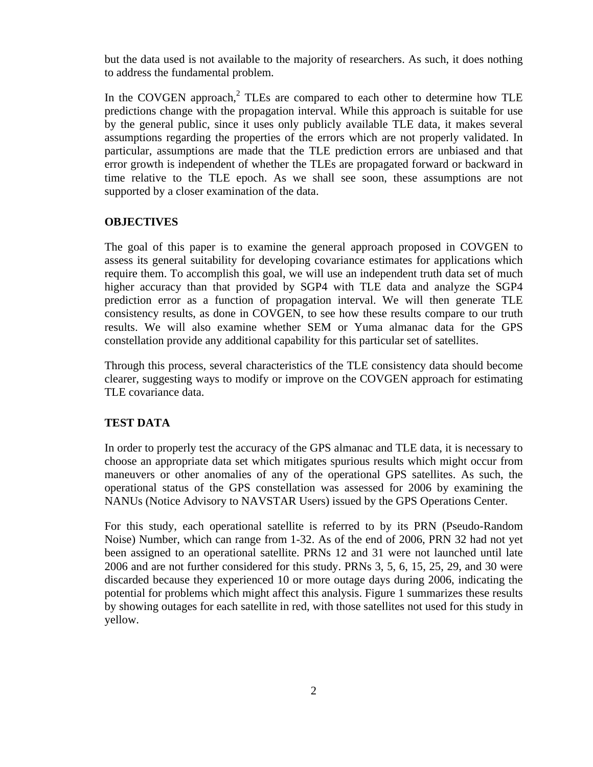but the data used is not available to the majority of researchers. As such, it does nothing to address the fundamental problem.

In the COVGEN approach,[2] TLEs are compared to each other to determine how TLE predictions change with the propagation interval. While this approach is suitable for use by the general public, since it uses only publicly available TLE data, it makes several assumptions regarding the properties of the errors which are not properly validated. In particular, assumptions are made that the TLE prediction errors are unbiased and that error growth is independent of whether the TLEs are propagated forward or backward in time relative to the TLE epoch. As we shall see soon, these assumptions are not supported by a closer examination of the data.

## OBJECTIVES

The goal of this paper is to examine the general approach proposed in COVGEN to assess its general suitability for developing covariance estimates for applications which require them. To accomplish this goal, we will use an independent truth data set of much higher accuracy than that provided by SGP4 with TLE data and analyze the SGP4 prediction error as a function of propagation interval. We will then generate TLE consistency results, as done in COVGEN, to see how these results compare to our truth results. We will also examine whether SEM or Yuma almanac data for the GPS constellation provide any additional capability for this particular set of satellites.

Through this process, several characteristics of the TLE consistency data should become clearer, suggesting ways to modify or improve on the COVGEN approach for estimating TLE covariance data.

## TEST DATA

In order to properly test the accuracy of the GPS almanac and TLE data, it is necessary to choose an appropriate data set which mitigates spurious results which might occur from maneuvers or other anomalies of any of the operational GPS satellites. As such, the operational status of the GPS constellation was assessed for 2006 by examining the NANUs (Notice Advisory to NAVSTAR Users) issued by the GPS Operations Center.

For this study, each operational satellite is referred to by its PRN (Pseudo-Random Noise) Number, which can range from 1-32. As of the end of 2006, PRN 32 had not yet been assigned to an operational satellite. PRNs 12 and 31 were not launched until late 2006 and are not further considered for this study. PRNs 3, 5, 6, 15, 25, 29, and 30 were discarded because they experienced 10 or more outage days during 2006, indicating the potential for problems which might affect this analysis. Figure 1 summarizes these results by showing outages for each satellite in red, with those satellites not used for this study in yellow.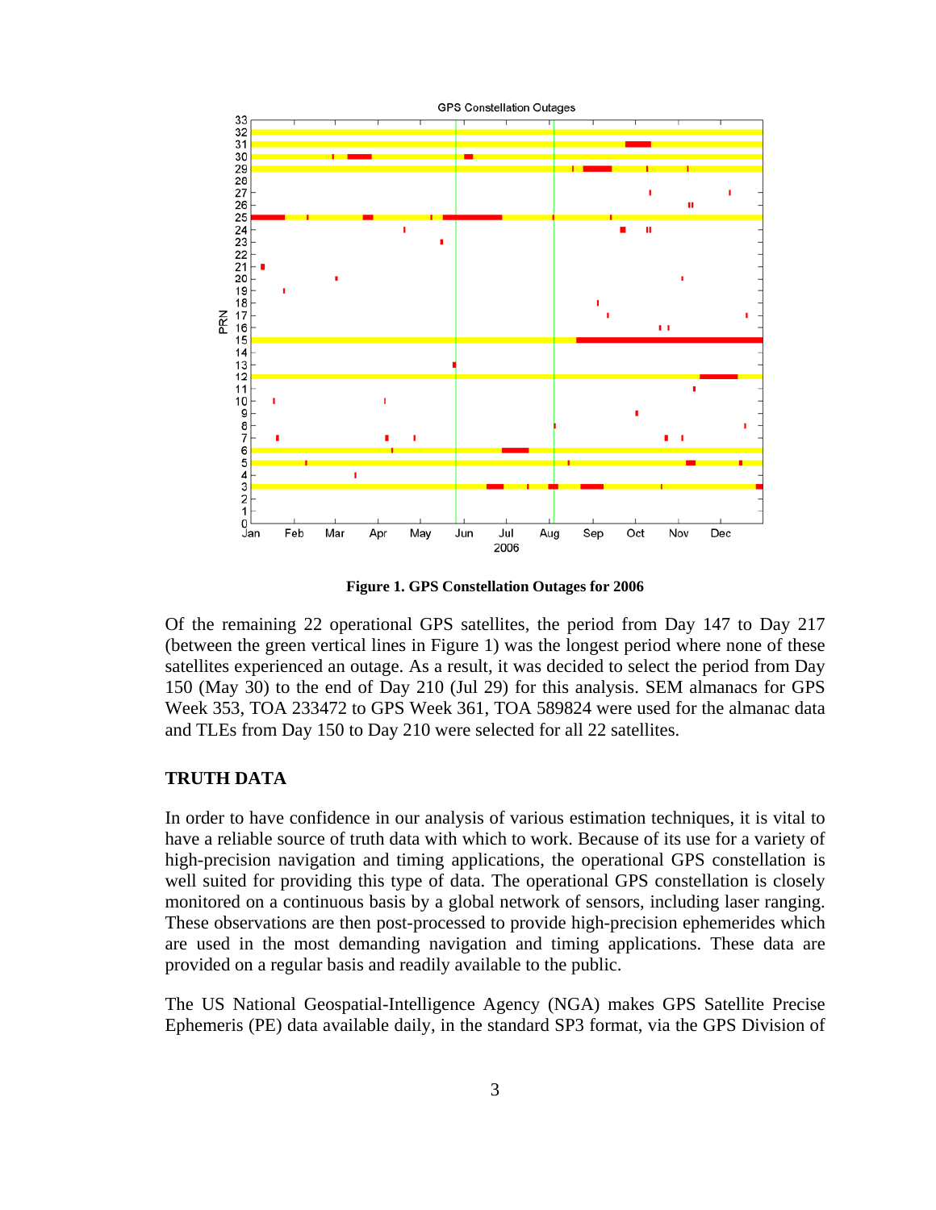**Figure 1. GPS Constellation Outages for 2006**

Of the remaining 22 operational GPS satellites, the period from Day 147 to Day 217 (between the green vertical lines in Figure 1) was the longest period where none of these satellites experienced an outage. As a result, it was decided to select the period from Day 150 (May 30) to the end of Day 210 (Jul 29) for this analysis. SEM almanacs for GPS Week 353, TOA 233472 to GPS Week 361, TOA 589824 were used for the almanac data and TLEs from Day 150 to Day 210 were selected for all 22 satellites.

## TRUTH DATA

In order to have confidence in our analysis of various estimation techniques, it is vital to have a reliable source of truth data with which to work. Because of its use for a variety of high-precision navigation and timing applications, the operational GPS constellation is well suited for providing this type of data. The operational GPS constellation is closely monitored on a continuous basis by a global network of sensors, including laser ranging. These observations are then post-processed to provide high-precision ephemerides which are used in the most demanding navigation and timing applications. These data are provided on a regular basis and readily available to the public.

The US National Geospatial-Intelligence Agency (NGA) makes GPS Satellite Precise Ephemeris (PE) data available daily, in the standard SP3 format, via the GPS Division of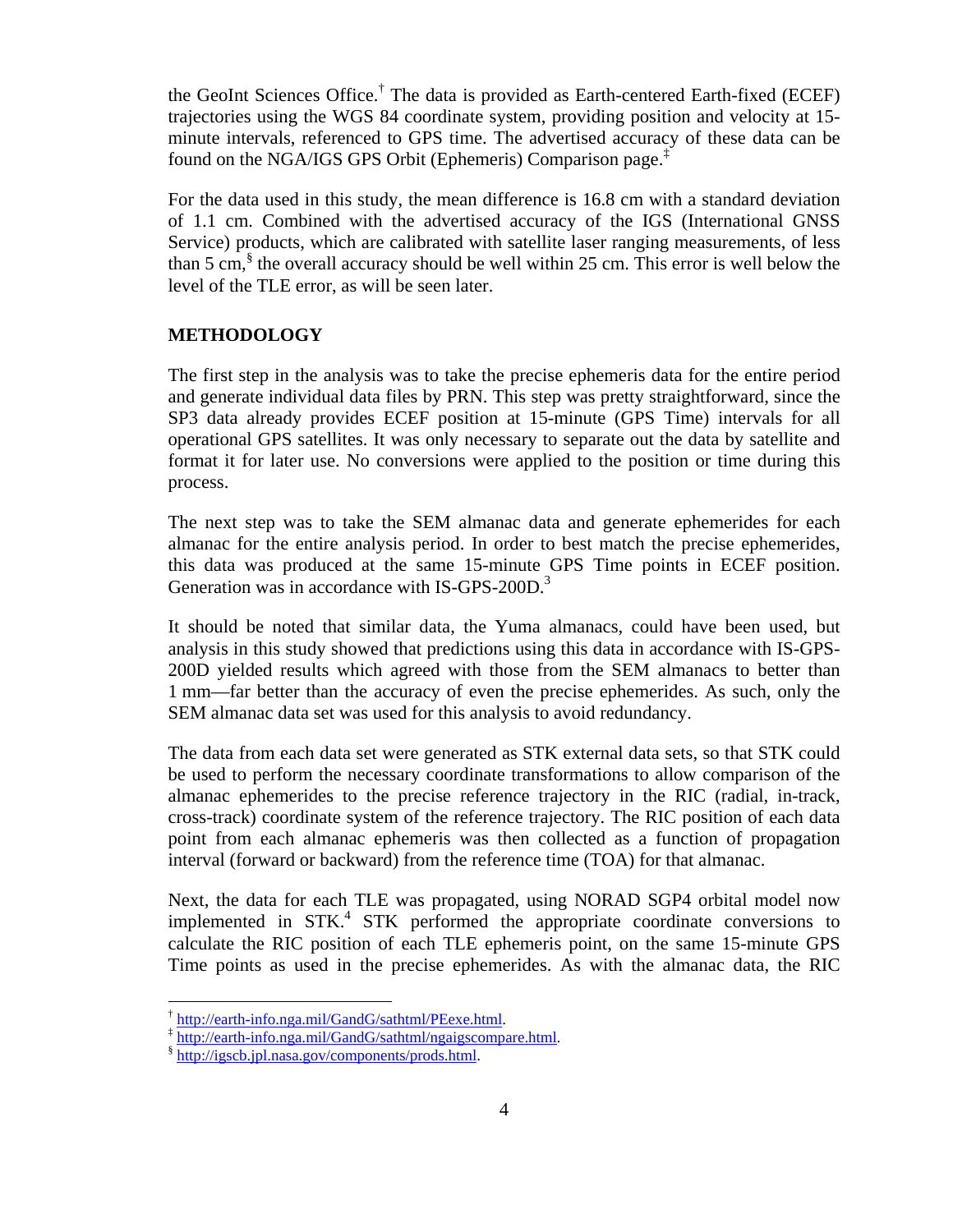the GeoInt Sciences Office.[†] The data is provided as Earth-centered Earth-fixed (ECEF) trajectories using the WGS 84 coordinate system, providing position and velocity at 15-minute intervals, referenced to GPS time. The advertised accuracy of these data can be found on the NGA/IGS GPS Orbit (Ephemeris) Comparison page.[‡]

For the data used in this study, the mean difference is 16.8 cm with a standard deviation of 1.1 cm. Combined with the advertised accuracy of the IGS (International GNSS Service) products, which are calibrated with satellite laser ranging measurements, of less than 5 cm,[§] the overall accuracy should be well within 25 cm. This error is well below the level of the TLE error, as will be seen later.

## METHODOLOGY

The first step in the analysis was to take the precise ephemeris data for the entire period and generate individual data files by PRN. This step was pretty straightforward, since the SP3 data already provides ECEF position at 15-minute (GPS Time) intervals for all operational GPS satellites. It was only necessary to separate out the data by satellite and format it for later use. No conversions were applied to the position or time during this process.

The next step was to take the SEM almanac data and generate ephemerides for each almanac for the entire analysis period. In order to best match the precise ephemerides, this data was produced at the same 15-minute GPS Time points in ECEF position. Generation was in accordance with IS-GPS-200D.[3]

It should be noted that similar data, the Yuma almanacs, could have been used, but analysis in this study showed that predictions using this data in accordance with IS-GPS-200D yielded results which agreed with those from the SEM almanacs to better than 1 mm—far better than the accuracy of even the precise ephemerides. As such, only the SEM almanac data set was used for this analysis to avoid redundancy.

The data from each data set were generated as STK external data sets, so that STK could be used to perform the necessary coordinate transformations to allow comparison of the almanac ephemerides to the precise reference trajectory in the RIC (radial, in-track, cross-track) coordinate system of the reference trajectory. The RIC position of each data point from each almanac ephemeris was then collected as a function of propagation interval (forward or backward) from the reference time (TOA) for that almanac.

Next, the data for each TLE was propagated, using NORAD SGP4 orbital model now implemented in STK.[4] STK performed the appropriate coordinate conversions to calculate the RIC position of each TLE ephemeris point, on the same 15-minute GPS Time points as used in the precise ephemerides. As with the almanac data, the RIC

---

[†] http://earth-info.nga.mil/GandG/sathtml/PEexe.html.

[‡] http://earth-info.nga.mil/GandG/sathtml/ngaigscompare.html.

[§] http://igscb.jpl.nasa.gov/components/prods.html.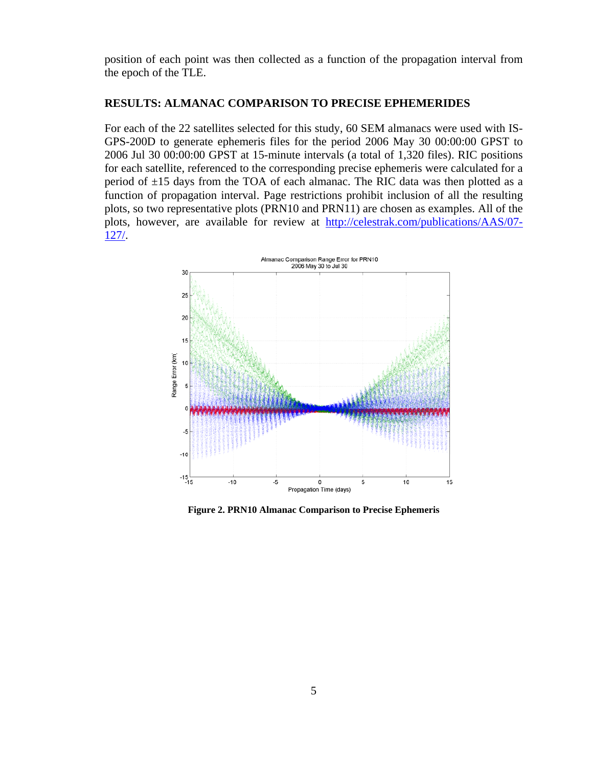position of each point was then collected as a function of the propagation interval from the epoch of the TLE.

## RESULTS: ALMANAC COMPARISON TO PRECISE EPHEMERIDES

For each of the 22 satellites selected for this study, 60 SEM almanacs were used with IS-GPS-200D to generate ephemeris files for the period 2006 May 30 00:00:00 GPST to 2006 Jul 30 00:00:00 GPST at 15-minute intervals (a total of 1,320 files). RIC positions for each satellite, referenced to the corresponding precise ephemeris were calculated for a period of ±15 days from the TOA of each almanac. The RIC data was then plotted as a function of propagation interval. Page restrictions prohibit inclusion of all the resulting plots, so two representative plots (PRN10 and PRN11) are chosen as examples. All of the plots, however, are available for review at http://celestrak.com/publications/AAS/07-127/.

**Figure 2. PRN10 Almanac Comparison to Precise Ephemeris**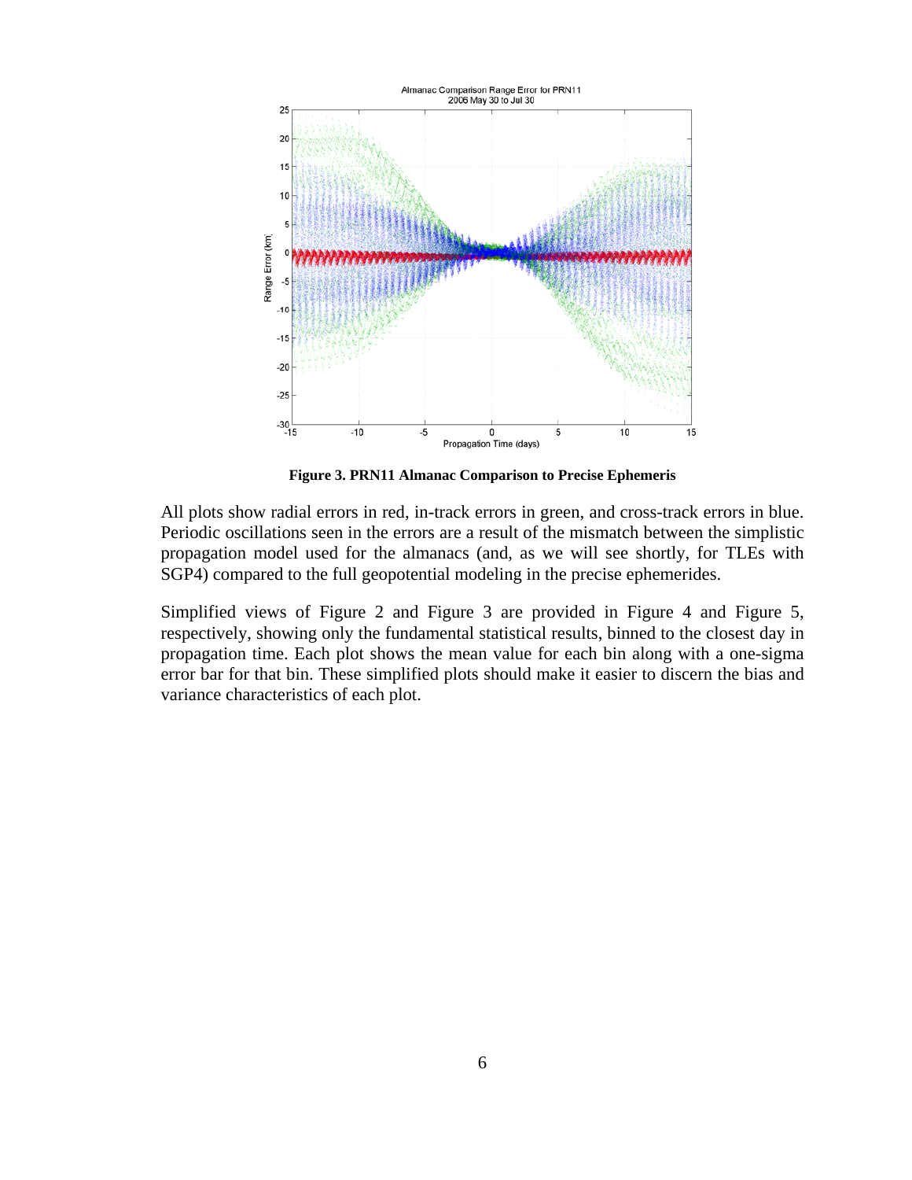**Figure 3. PRN11 Almanac Comparison to Precise Ephemeris**

All plots show radial errors in red, in-track errors in green, and cross-track errors in blue. Periodic oscillations seen in the errors are a result of the mismatch between the simplistic propagation model used for the almanacs (and, as we will see shortly, for TLEs with SGP4) compared to the full geopotential modeling in the precise ephemerides.

Simplified views of Figure 2 and Figure 3 are provided in Figure 4 and Figure 5, respectively, showing only the fundamental statistical results, binned to the closest day in propagation time. Each plot shows the mean value for each bin along with a one-sigma error bar for that bin. These simplified plots should make it easier to discern the bias and variance characteristics of each plot.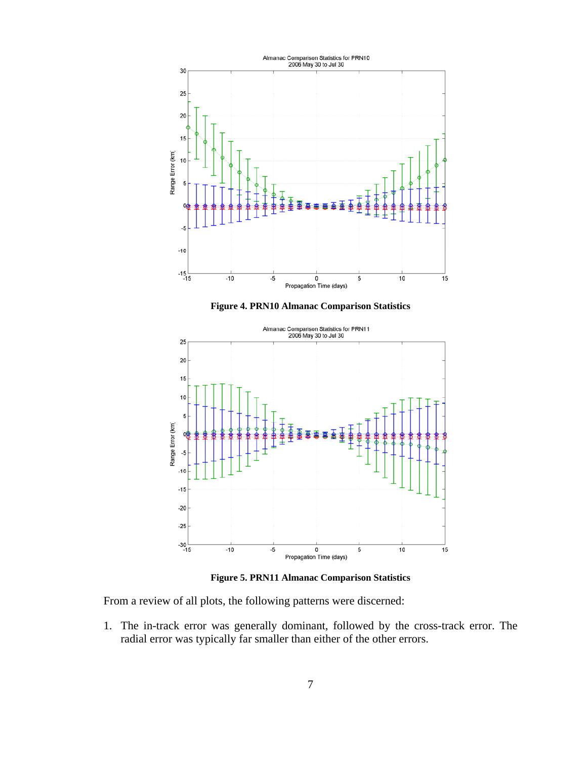**Figure 4. PRN10 Almanac Comparison Statistics**

**Figure 5. PRN11 Almanac Comparison Statistics**

From a review of all plots, the following patterns were discerned:

1. The in-track error was generally dominant, followed by the cross-track error. The radial error was typically far smaller than either of the other errors.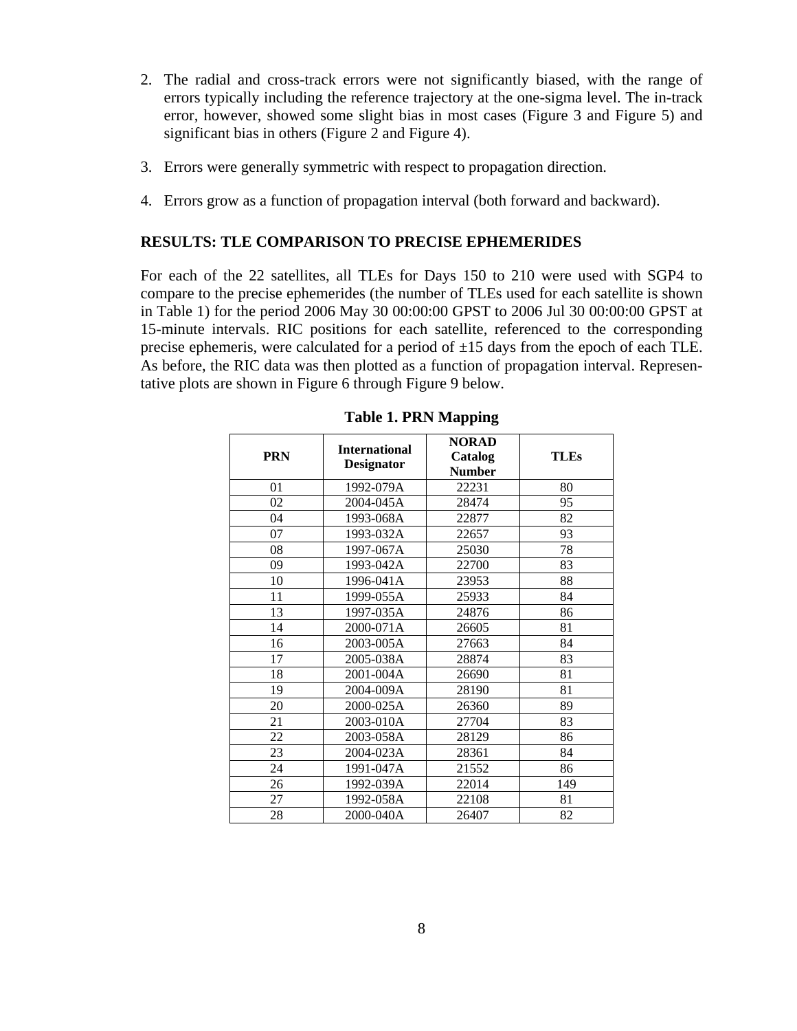2. The radial and cross-track errors were not significantly biased, with the range of errors typically including the reference trajectory at the one-sigma level. The in-track error, however, showed some slight bias in most cases (Figure 3 and Figure 5) and significant bias in others (Figure 2 and Figure 4).

3. Errors were generally symmetric with respect to propagation direction.

4. Errors grow as a function of propagation interval (both forward and backward).

### RESULTS: TLE COMPARISON TO PRECISE EPHEMERIDES

For each of the 22 satellites, all TLEs for Days 150 to 210 were used with SGP4 to compare to the precise ephemerides (the number of TLEs used for each satellite is shown in Table 1) for the period 2006 May 30 00:00:00 GPST to 2006 Jul 30 00:00:00 GPST at 15-minute intervals. RIC positions for each satellite, referenced to the corresponding precise ephemeris, were calculated for a period of ±15 days from the epoch of each TLE. As before, the RIC data was then plotted as a function of propagation interval. Representative plots are shown in Figure 6 through Figure 9 below.

**Table 1. PRN Mapping**

| PRN | International Designator | NORAD Catalog Number | TLEs |
|---|---|---|---|
| 01 | 1992-079A | 22231 | 80 |
| 02 | 2004-045A | 28474 | 95 |
| 04 | 1993-068A | 22877 | 82 |
| 07 | 1993-032A | 22657 | 93 |
| 08 | 1997-067A | 25030 | 78 |
| 09 | 1993-042A | 22700 | 83 |
| 10 | 1996-041A | 23953 | 88 |
| 11 | 1999-055A | 25933 | 84 |
| 13 | 1997-035A | 24876 | 86 |
| 14 | 2000-071A | 26605 | 81 |
| 16 | 2003-005A | 27663 | 84 |
| 17 | 2005-038A | 28874 | 83 |
| 18 | 2001-004A | 26690 | 81 |
| 19 | 2004-009A | 28190 | 81 |
| 20 | 2000-025A | 26360 | 89 |
| 21 | 2003-010A | 27704 | 83 |
| 22 | 2003-058A | 28129 | 86 |
| 23 | 2004-023A | 28361 | 84 |
| 24 | 1991-047A | 21552 | 86 |
| 26 | 1992-039A | 22014 | 149 |
| 27 | 1992-058A | 22108 | 81 |
| 28 | 2000-040A | 26407 | 82 |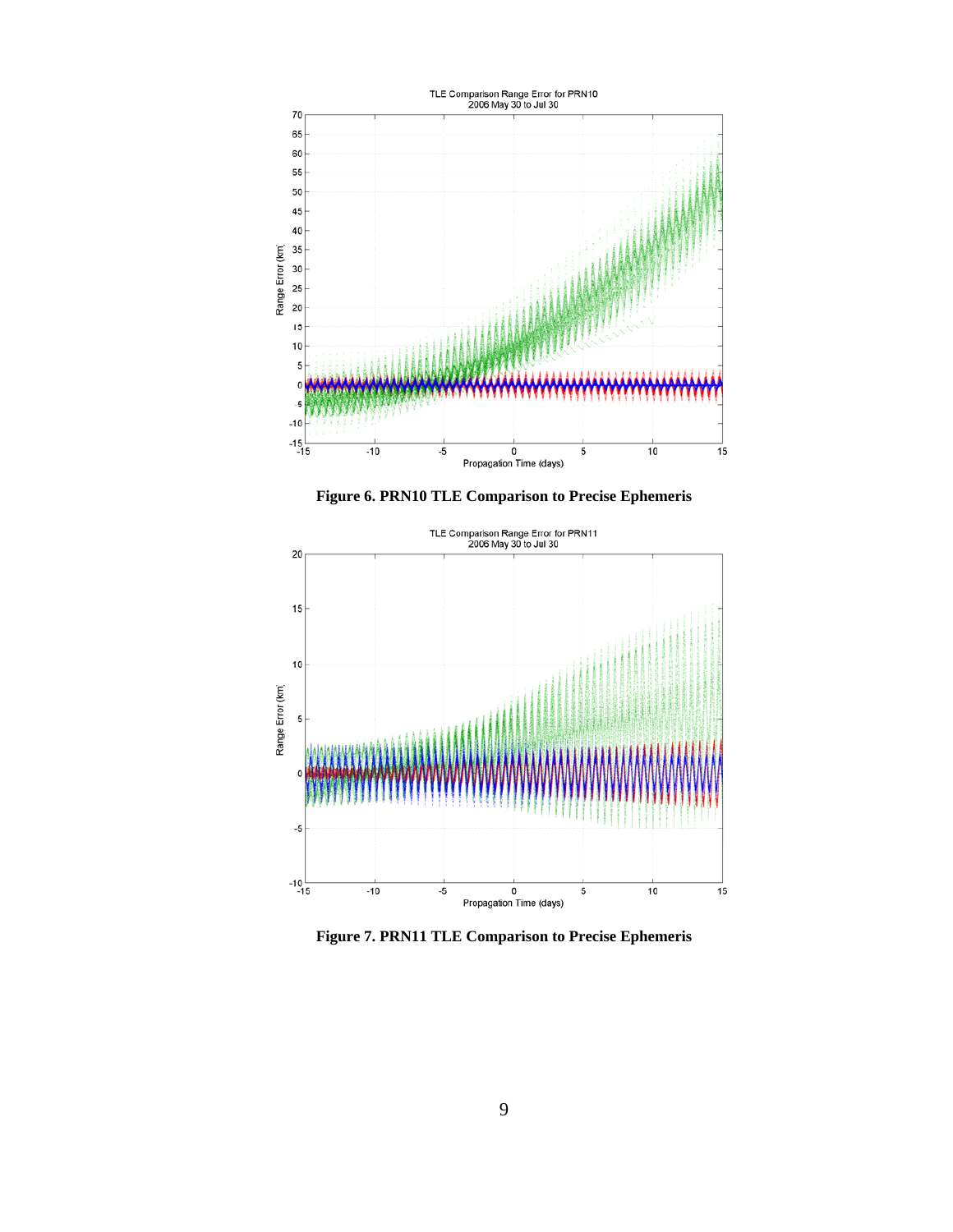Figure 6. PRN10 TLE Comparison to Precise Ephemeris

Figure 7. PRN11 TLE Comparison to Precise Ephemeris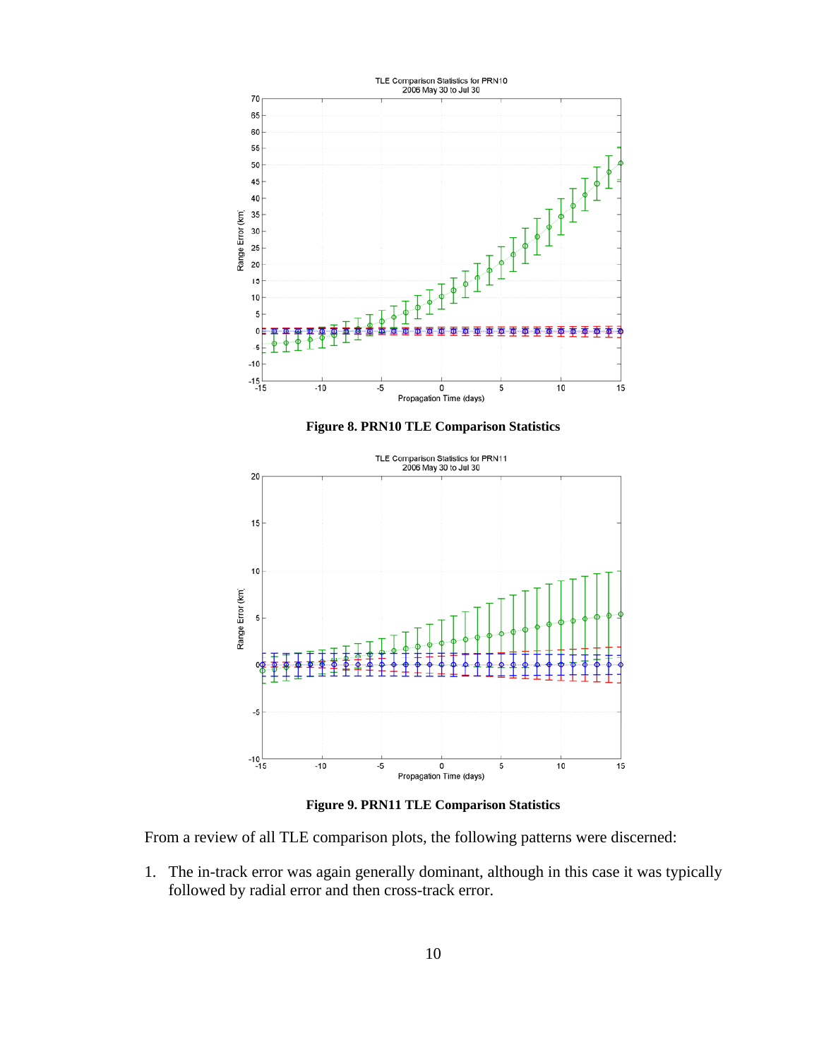**Figure 8. PRN10 TLE Comparison Statistics**

**Figure 9. PRN11 TLE Comparison Statistics**

From a review of all TLE comparison plots, the following patterns were discerned:

1. The in-track error was again generally dominant, although in this case it was typically followed by radial error and then cross-track error.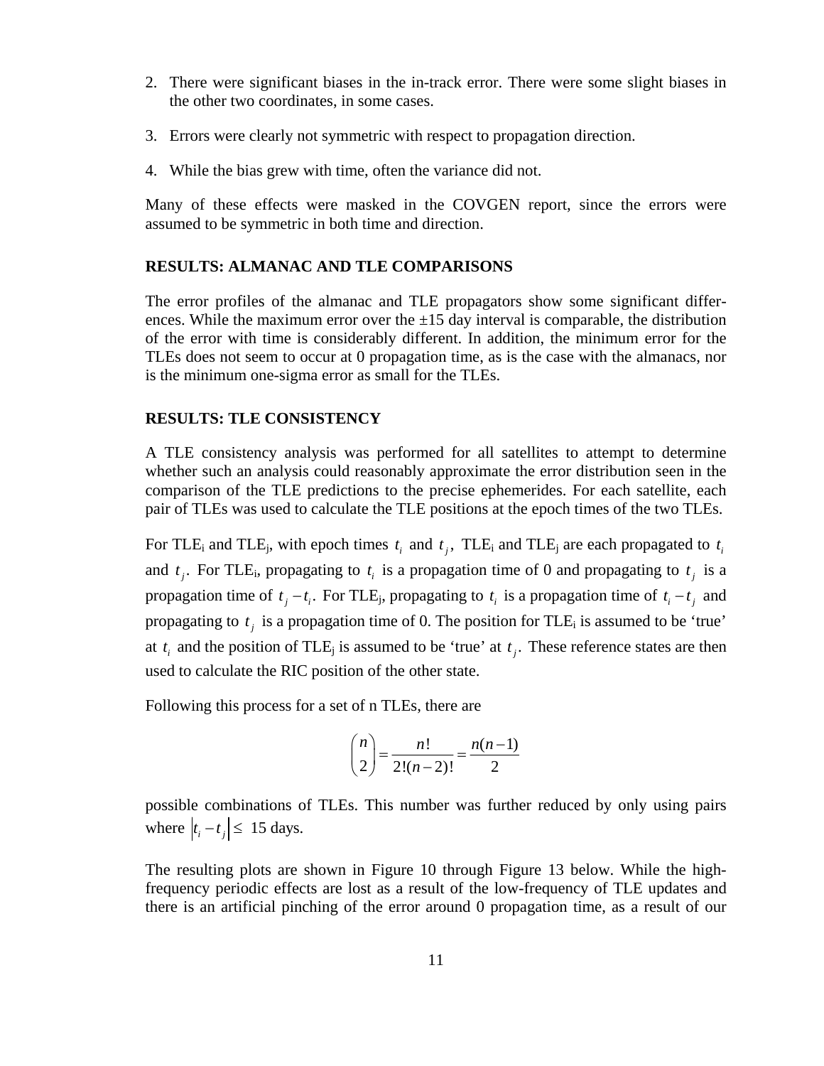2. There were significant biases in the in-track error. There were some slight biases in the other two coordinates, in some cases.

3. Errors were clearly not symmetric with respect to propagation direction.

4. While the bias grew with time, often the variance did not.

Many of these effects were masked in the COVGEN report, since the errors were assumed to be symmetric in both time and direction.

## RESULTS: ALMANAC AND TLE COMPARISONS

The error profiles of the almanac and TLE propagators show some significant differences. While the maximum error over the ±15 day interval is comparable, the distribution of the error with time is considerably different. In addition, the minimum error for the TLEs does not seem to occur at 0 propagation time, as is the case with the almanacs, nor is the minimum one-sigma error as small for the TLEs.

## RESULTS: TLE CONSISTENCY

A TLE consistency analysis was performed for all satellites to attempt to determine whether such an analysis could reasonably approximate the error distribution seen in the comparison of the TLE predictions to the precise ephemerides. For each satellite, each pair of TLEs was used to calculate the TLE positions at the epoch times of the two TLEs.

For $TLE_i$ and $TLE_j$, with epoch times $t_i$ and $t_j$, $TLE_i$ and $TLE_j$ are each propagated to $t_i$ and $t_j$. For $TLE_i$, propagating to $t_i$ is a propagation time of 0 and propagating to $t_j$ is a propagation time of $t_j - t_i$. For $TLE_j$, propagating to $t_i$ is a propagation time of $t_i - t_j$ and propagating to $t_j$ is a propagation time of 0. The position for $TLE_i$ is assumed to be 'true' at $t_i$ and the position of $TLE_j$ is assumed to be 'true' at $t_j$. These reference states are then used to calculate the RIC position of the other state.

Following this process for a set of n TLEs, there are

$$\binom{n}{2} = \frac{n!}{2!(n-2)!} = \frac{n(n-1)}{2}$$

possible combinations of TLEs. This number was further reduced by only using pairs where $|t_i - t_j| \leq$ 15 days.

The resulting plots are shown in Figure 10 through Figure 13 below. While the high-frequency periodic effects are lost as a result of the low-frequency of TLE updates and there is an artificial pinching of the error around 0 propagation time, as a result of our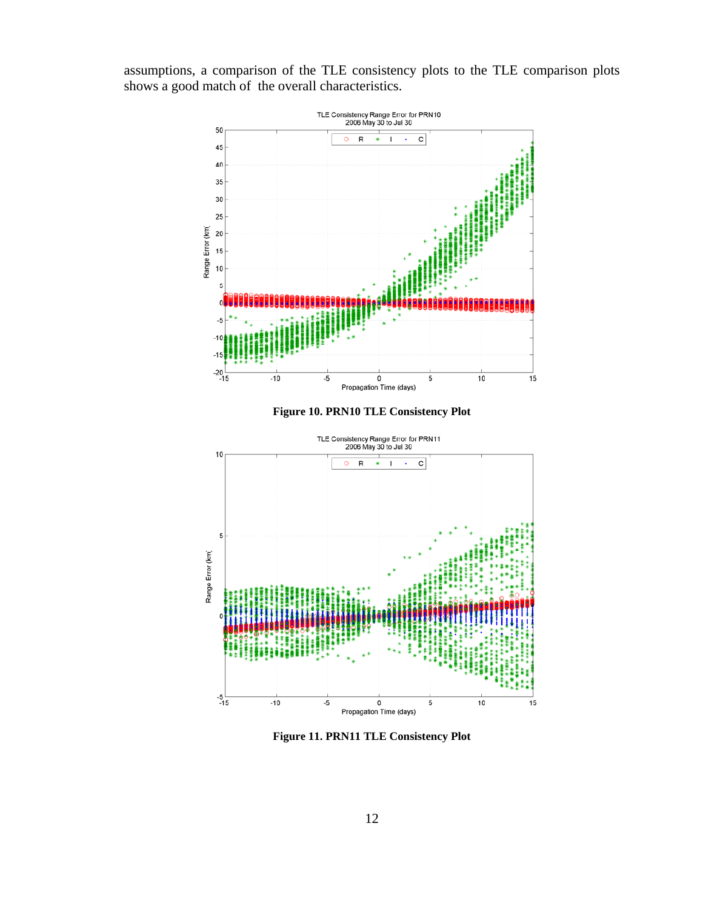assumptions, a comparison of the TLE consistency plots to the TLE comparison plots shows a good match of the overall characteristics.

**Figure 10. PRN10 TLE Consistency Plot**

**Figure 11. PRN11 TLE Consistency Plot**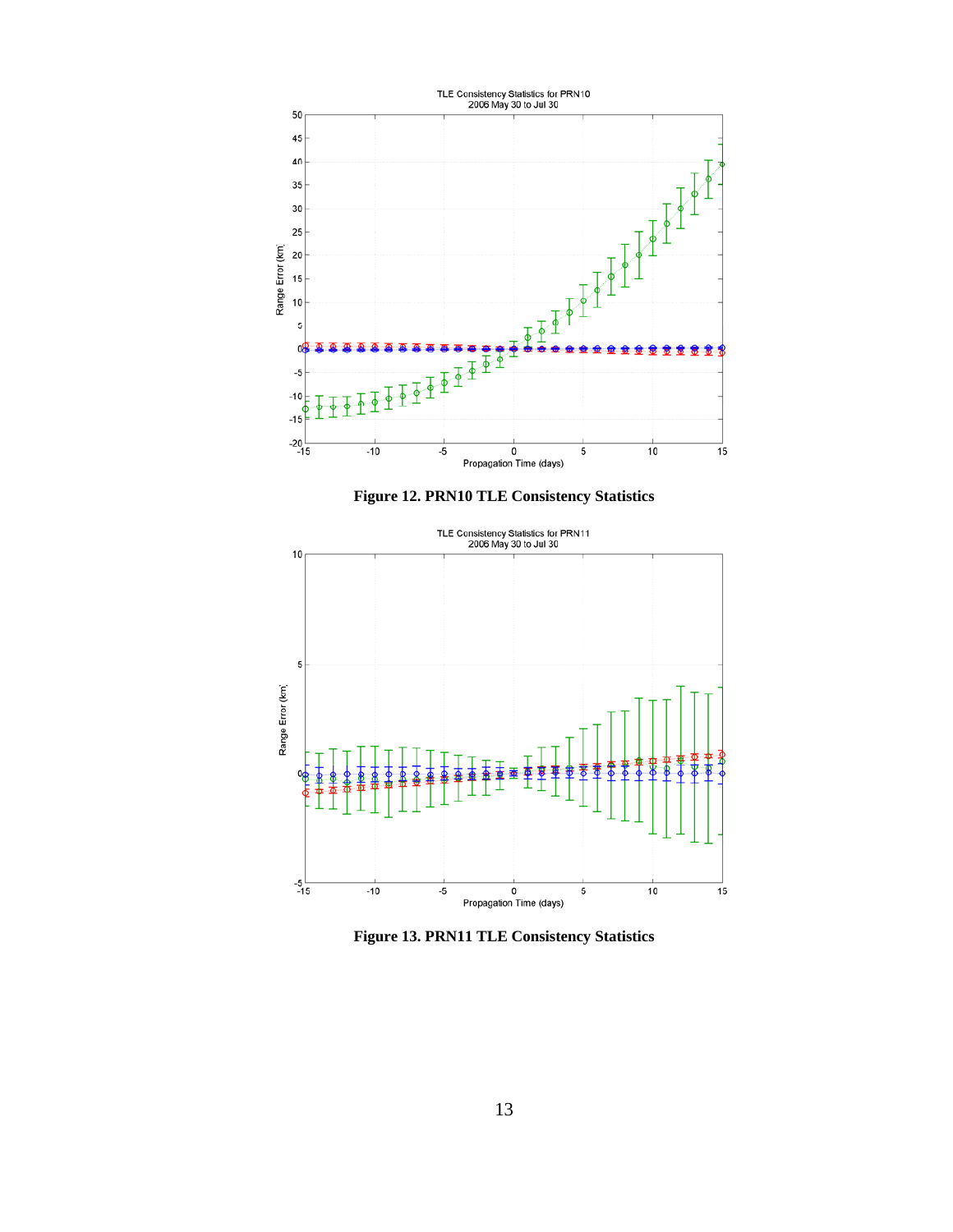**Figure 12. PRN10 TLE Consistency Statistics**

**Figure 13. PRN11 TLE Consistency Statistics**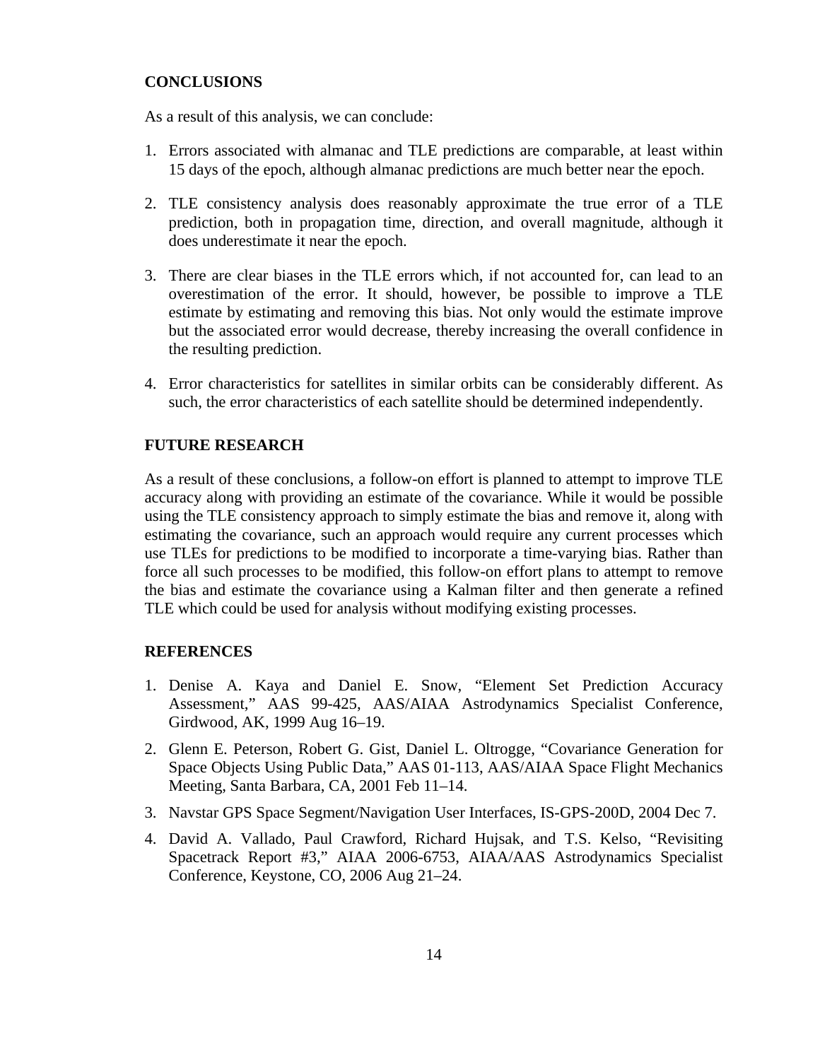## CONCLUSIONS

As a result of this analysis, we can conclude:

1. Errors associated with almanac and TLE predictions are comparable, at least within 15 days of the epoch, although almanac predictions are much better near the epoch.

2. TLE consistency analysis does reasonably approximate the true error of a TLE prediction, both in propagation time, direction, and overall magnitude, although it does underestimate it near the epoch.

3. There are clear biases in the TLE errors which, if not accounted for, can lead to an overestimation of the error. It should, however, be possible to improve a TLE estimate by estimating and removing this bias. Not only would the estimate improve but the associated error would decrease, thereby increasing the overall confidence in the resulting prediction.

4. Error characteristics for satellites in similar orbits can be considerably different. As such, the error characteristics of each satellite should be determined independently.

## FUTURE RESEARCH

As a result of these conclusions, a follow-on effort is planned to attempt to improve TLE accuracy along with providing an estimate of the covariance. While it would be possible using the TLE consistency approach to simply estimate the bias and remove it, along with estimating the covariance, such an approach would require any current processes which use TLEs for predictions to be modified to incorporate a time-varying bias. Rather than force all such processes to be modified, this follow-on effort plans to attempt to remove the bias and estimate the covariance using a Kalman filter and then generate a refined TLE which could be used for analysis without modifying existing processes.

## REFERENCES

1. Denise A. Kaya and Daniel E. Snow, "Element Set Prediction Accuracy Assessment," AAS 99-425, AAS/AIAA Astrodynamics Specialist Conference, Girdwood, AK, 1999 Aug 16–19.
2. Glenn E. Peterson, Robert G. Gist, Daniel L. Oltrogge, "Covariance Generation for Space Objects Using Public Data," AAS 01-113, AAS/AIAA Space Flight Mechanics Meeting, Santa Barbara, CA, 2001 Feb 11–14.
3. Navstar GPS Space Segment/Navigation User Interfaces, IS-GPS-200D, 2004 Dec 7.
4. David A. Vallado, Paul Crawford, Richard Hujsak, and T.S. Kelso, "Revisiting Spacetrack Report #3," AIAA 2006-6753, AIAA/AAS Astrodynamics Specialist Conference, Keystone, CO, 2006 Aug 21–24.